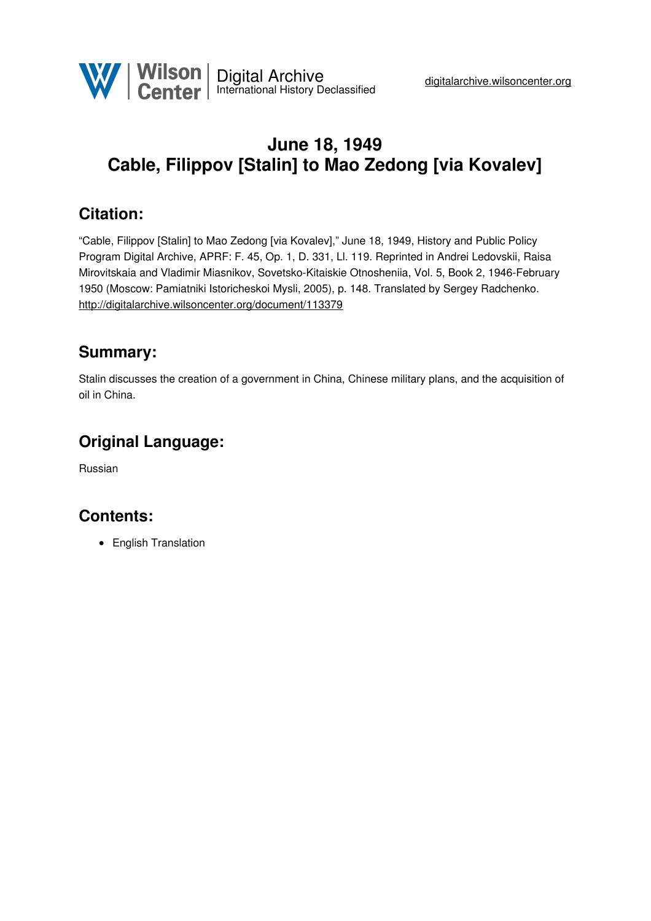# June 18, 1949
# Cable, Filippov [Stalin] to Mao Zedong [via Kovalev]

## Citation:

"Cable, Filippov [Stalin] to Mao Zedong [via Kovalev]," June 18, 1949, History and Public Policy Program Digital Archive, APRF: F. 45, Op. 1, D. 331, Ll. 119. Reprinted in Andrei Ledovskii, Raisa Mirovitskaia and Vladimir Miasnikov, Sovetsko-Kitaiskie Otnosheniia, Vol. 5, Book 2, 1946-February 1950 (Moscow: Pamiatniki Istoricheskoi Mysli, 2005), p. 148. Translated by Sergey Radchenko.
http://digitalarchive.wilsoncenter.org/document/113379

## Summary:

Stalin discusses the creation of a government in China, Chinese military plans, and the acquisition of oil in China.

## Original Language:

Russian

## Contents:

- English Translation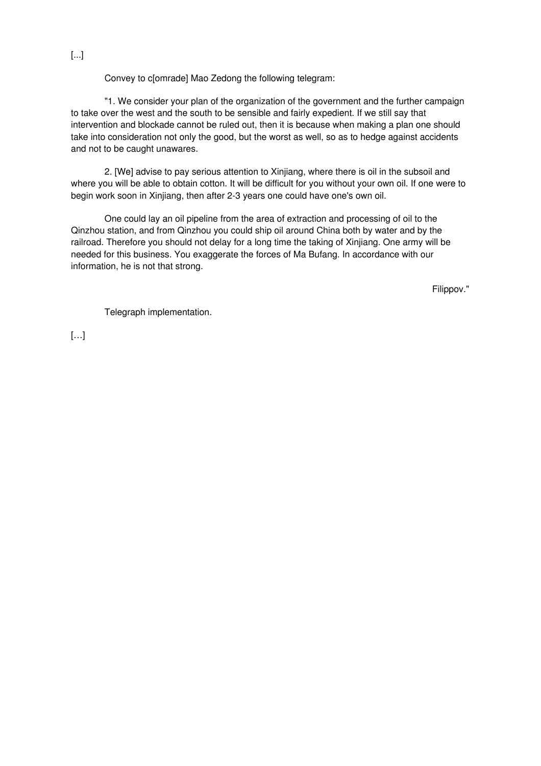[...]

Convey to c[omrade] Mao Zedong the following telegram:

"1. We consider your plan of the organization of the government and the further campaign to take over the west and the south to be sensible and fairly expedient. If we still say that intervention and blockade cannot be ruled out, then it is because when making a plan one should take into consideration not only the good, but the worst as well, so as to hedge against accidents and not to be caught unawares.

2. [We] advise to pay serious attention to Xinjiang, where there is oil in the subsoil and where you will be able to obtain cotton. It will be difficult for you without your own oil. If one were to begin work soon in Xinjiang, then after 2-3 years one could have one's own oil.

One could lay an oil pipeline from the area of extraction and processing of oil to the Qinzhou station, and from Qinzhou you could ship oil around China both by water and by the railroad. Therefore you should not delay for a long time the taking of Xinjiang. One army will be needed for this business. You exaggerate the forces of Ma Bufang. In accordance with our information, he is not that strong.

Filippov."

Telegraph implementation.

[…]